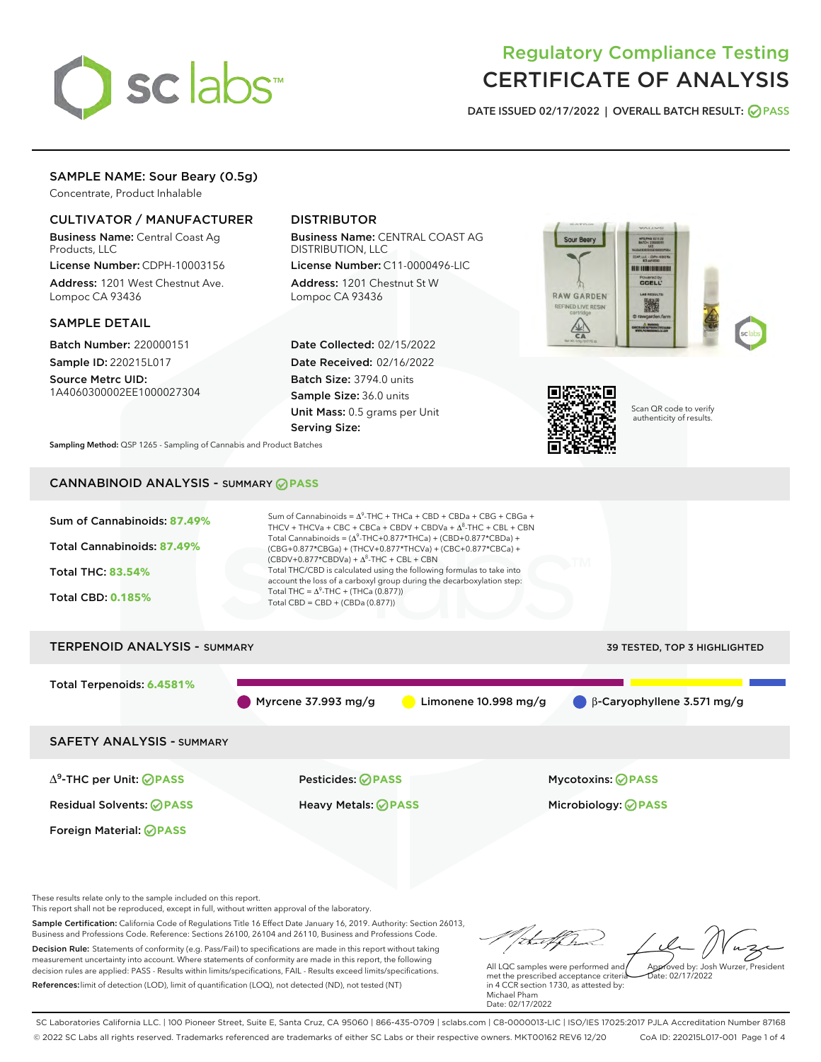# Regulatory Compliance Testing
# CERTIFICATE OF ANALYSIS

**DATE ISSUED 02/17/2022 | OVERALL BATCH RESULT: PASS**

## SAMPLE NAME: Sour Beary (0.5g)

Concentrate, Product Inhalable

### CULTIVATOR / MANUFACTURER

**Business Name:** Central Coast Ag Products, LLC

**License Number:** CDPH-10003156

**Address:** 1201 West Chestnut Ave. Lompoc CA 93436

### DISTRIBUTOR

**Business Name:** CENTRAL COAST AG DISTRIBUTION, LLC

**License Number:** C11-0000496-LIC

**Address:** 1201 Chestnut St W Lompoc CA 93436

### SAMPLE DETAIL

**Batch Number:** 220000151

**Sample ID:** 220215L017

**Source Metrc UID:** 1A4060300002EE1000027304

**Date Collected:** 02/15/2022

**Date Received:** 02/16/2022

**Batch Size:** 3794.0 units

**Sample Size:** 36.0 units

**Unit Mass:** 0.5 grams per Unit

**Serving Size:**

Scan QR code to verify authenticity of results.

**Sampling Method:** QSP 1265 - Sampling of Cannabis and Product Batches

## CANNABINOID ANALYSIS - SUMMARY PASS

**Sum of Cannabinoids: 87.49%**

**Total Cannabinoids: 87.49%**

**Total THC: 83.54%**

**Total CBD: 0.185%**

Sum of Cannabinoids = $\Delta^9$-THC + THCa + CBD + CBDa + CBG + CBGa + THCV + THCVa + CBC + CBCa + CBDV + CBDVa + $\Delta^8$-THC + CBL + CBN

Total Cannabinoids = ($\Delta^9$-THC+0.877*THCa) + (CBD+0.877*CBDa) + (CBG+0.877*CBGa) + (THCV+0.877*THCVa) + (CBC+0.877*CBCa) + (CBDV+0.877*CBDVa) + $\Delta^8$-THC + CBL + CBN

Total THC/CBD is calculated using the following formulas to take into account the loss of a carboxyl group during the decarboxylation step:

Total THC = $\Delta^9$-THC + (THCa (0.877))

Total CBD = CBD + (CBDa (0.877))

## TERPENOID ANALYSIS - SUMMARY

39 TESTED, TOP 3 HIGHLIGHTED

**Total Terpenoids: 6.4581%**

- Myrcene 37.993 mg/g
- Limonene 10.998 mg/g
- β-Caryophyllene 3.571 mg/g

## SAFETY ANALYSIS - SUMMARY

| | | |
|---|---|---|
| $\Delta^9$-THC per Unit: PASS | Pesticides: PASS | Mycotoxins: PASS |
| Residual Solvents: PASS | Heavy Metals: PASS | Microbiology: PASS |
| Foreign Material: PASS | | |

These results relate only to the sample included on this report.
This report shall not be reproduced, except in full, without written approval of the laboratory.

**Sample Certification:** California Code of Regulations Title 16 Effect Date January 16, 2019. Authority: Section 26013, Business and Professions Code. Reference: Sections 26100, 26104 and 26110, Business and Professions Code.

**Decision Rule:** Statements of conformity (e.g. Pass/Fail) to specifications are made in this report without taking measurement uncertainty into account. Where statements of conformity are made in this report, the following decision rules are applied: PASS - Results within limits/specifications, FAIL - Results exceed limits/specifications.

**References:** limit of detection (LOD), limit of quantification (LOQ), not detected (ND), not tested (NT)

All LQC samples were performed and met the prescribed acceptance criteria in 4 CCR section 1730, as attested by: Michael Pham
Date: 02/17/2022

Approved by: Josh Wurzer, President
Date: 02/17/2022

SC Laboratories California LLC. | 100 Pioneer Street, Suite E, Santa Cruz, CA 95060 | 866-435-0709 | sclabs.com | C8-0000013-LIC | ISO/IES 17025:2017 PJLA Accreditation Number 87168
© 2022 SC Labs all rights reserved. Trademarks referenced are trademarks of either SC Labs or their respective owners. MKT00162 REV6 12/20 CoA ID: 220215L017-001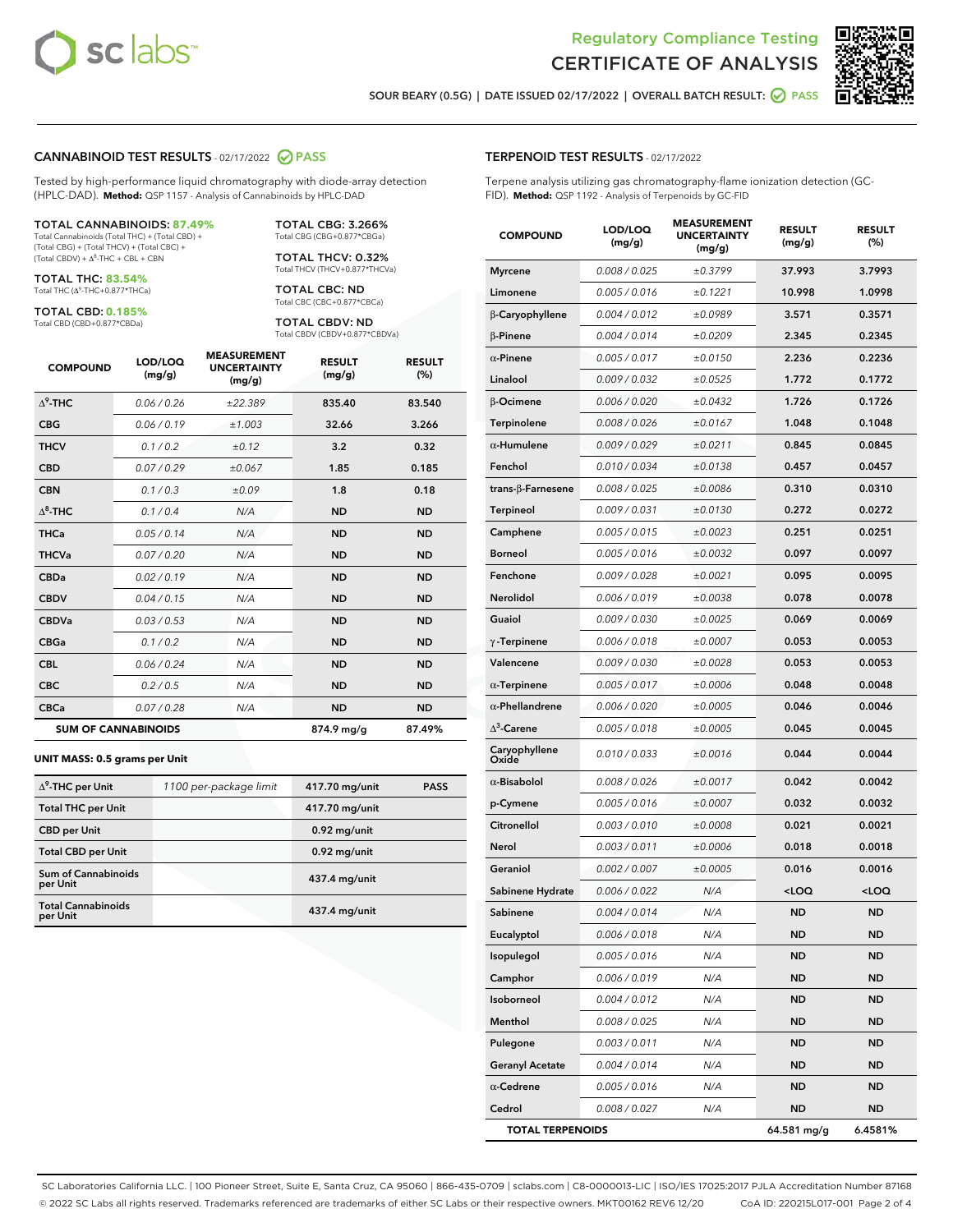# Regulatory Compliance Testing
# CERTIFICATE OF ANALYSIS

SOUR BEARY (0.5G) | DATE ISSUED 02/17/2022 | OVERALL BATCH RESULT: PASS

## CANNABINOID TEST RESULTS - 02/17/2022 PASS

Tested by high-performance liquid chromatography with diode-array detection (HPLC-DAD). **Method:** QSP 1157 - Analysis of Cannabinoids by HPLC-DAD

**TOTAL CANNABINOIDS: 87.49%**
Total Cannabinoids (Total THC) + (Total CBD) + (Total CBG) + (Total THCV) + (Total CBC) + (Total CBDV) + $\Delta^8$-THC + CBL + CBN

**TOTAL THC: 83.54%**
Total THC ($\Delta^9$-THC+0.877*THCa)

**TOTAL CBD: 0.185%**
Total CBD (CBD+0.877*CBDa)

**TOTAL CBG: 3.266%**
Total CBG (CBG+0.877*CBGa)

**TOTAL THCV: 0.32%**
Total THCV (THCV+0.877*THCVa)

**TOTAL CBC: ND**
Total CBC (CBC+0.877*CBCa)

**TOTAL CBDV: ND**
Total CBDV (CBDV+0.877*CBDVa)

| COMPOUND | LOD/LOQ (mg/g) | MEASUREMENT UNCERTAINTY (mg/g) | RESULT (mg/g) | RESULT (%) |
|---|---|---|---|---|
| $\Delta^9$-THC | 0.06 / 0.26 | ±22.389 | 835.40 | 83.540 |
| CBG | 0.06 / 0.19 | ±1.003 | 32.66 | 3.266 |
| THCV | 0.1 / 0.2 | ±0.12 | 3.2 | 0.32 |
| CBD | 0.07 / 0.29 | ±0.067 | 1.85 | 0.185 |
| CBN | 0.1 / 0.3 | ±0.09 | 1.8 | 0.18 |
| $\Delta^8$-THC | 0.1 / 0.4 | N/A | ND | ND |
| THCa | 0.05 / 0.14 | N/A | ND | ND |
| THCVa | 0.07 / 0.20 | N/A | ND | ND |
| CBDa | 0.02 / 0.19 | N/A | ND | ND |
| CBDV | 0.04 / 0.15 | N/A | ND | ND |
| CBDVa | 0.03 / 0.53 | N/A | ND | ND |
| CBGa | 0.1 / 0.2 | N/A | ND | ND |
| CBL | 0.06 / 0.24 | N/A | ND | ND |
| CBC | 0.2 / 0.5 | N/A | ND | ND |
| CBCa | 0.07 / 0.28 | N/A | ND | ND |
| **SUM OF CANNABINOIDS** | | | 874.9 mg/g | 87.49% |

**UNIT MASS: 0.5 grams per Unit**

| | | | |
|---|---|---|---|
| $\Delta^9$-THC per Unit | 1100 per-package limit | 417.70 mg/unit | PASS |
| Total THC per Unit | | 417.70 mg/unit | |
| CBD per Unit | | 0.92 mg/unit | |
| Total CBD per Unit | | 0.92 mg/unit | |
| Sum of Cannabinoids per Unit | | 437.4 mg/unit | |
| Total Cannabinoids per Unit | | 437.4 mg/unit | |

## TERPENOID TEST RESULTS - 02/17/2022

Terpene analysis utilizing gas chromatography-flame ionization detection (GC-FID). **Method:** QSP 1192 - Analysis of Terpenoids by GC-FID

| COMPOUND | LOD/LOQ (mg/g) | MEASUREMENT UNCERTAINTY (mg/g) | RESULT (mg/g) | RESULT (%) |
|---|---|---|---|---|
| Myrcene | 0.008 / 0.025 | ±0.3799 | 37.993 | 3.7993 |
| Limonene | 0.005 / 0.016 | ±0.1221 | 10.998 | 1.0998 |
| β-Caryophyllene | 0.004 / 0.012 | ±0.0989 | 3.571 | 0.3571 |
| β-Pinene | 0.004 / 0.014 | ±0.0209 | 2.345 | 0.2345 |
| α-Pinene | 0.005 / 0.017 | ±0.0150 | 2.236 | 0.2236 |
| Linalool | 0.009 / 0.032 | ±0.0525 | 1.772 | 0.1772 |
| β-Ocimene | 0.006 / 0.020 | ±0.0432 | 1.726 | 0.1726 |
| Terpinolene | 0.008 / 0.026 | ±0.0167 | 1.048 | 0.1048 |
| α-Humulene | 0.009 / 0.029 | ±0.0211 | 0.845 | 0.0845 |
| Fenchol | 0.010 / 0.034 | ±0.0138 | 0.457 | 0.0457 |
| trans-β-Farnesene | 0.008 / 0.025 | ±0.0086 | 0.310 | 0.0310 |
| Terpineol | 0.009 / 0.031 | ±0.0130 | 0.272 | 0.0272 |
| Camphene | 0.005 / 0.015 | ±0.0023 | 0.251 | 0.0251 |
| Borneol | 0.005 / 0.016 | ±0.0032 | 0.097 | 0.0097 |
| Fenchone | 0.009 / 0.028 | ±0.0021 | 0.095 | 0.0095 |
| Nerolidol | 0.006 / 0.019 | ±0.0038 | 0.078 | 0.0078 |
| Guaiol | 0.009 / 0.030 | ±0.0025 | 0.069 | 0.0069 |
| γ-Terpinene | 0.006 / 0.018 | ±0.0007 | 0.053 | 0.0053 |
| Valencene | 0.009 / 0.030 | ±0.0028 | 0.053 | 0.0053 |
| α-Terpinene | 0.005 / 0.017 | ±0.0006 | 0.048 | 0.0048 |
| α-Phellandrene | 0.006 / 0.020 | ±0.0005 | 0.046 | 0.0046 |
| $\Delta^3$-Carene | 0.005 / 0.018 | ±0.0005 | 0.045 | 0.0045 |
| Caryophyllene Oxide | 0.010 / 0.033 | ±0.0016 | 0.044 | 0.0044 |
| α-Bisabolol | 0.008 / 0.026 | ±0.0017 | 0.042 | 0.0042 |
| p-Cymene | 0.005 / 0.016 | ±0.0007 | 0.032 | 0.0032 |
| Citronellol | 0.003 / 0.010 | ±0.0008 | 0.021 | 0.0021 |
| Nerol | 0.003 / 0.011 | ±0.0006 | 0.018 | 0.0018 |
| Geraniol | 0.002 / 0.007 | ±0.0005 | 0.016 | 0.0016 |
| Sabinene Hydrate | 0.006 / 0.022 | N/A | <LOQ | <LOQ |
| Sabinene | 0.004 / 0.014 | N/A | ND | ND |
| Eucalyptol | 0.006 / 0.018 | N/A | ND | ND |
| Isopulegol | 0.005 / 0.016 | N/A | ND | ND |
| Camphor | 0.006 / 0.019 | N/A | ND | ND |
| Isoborneol | 0.004 / 0.012 | N/A | ND | ND |
| Menthol | 0.008 / 0.025 | N/A | ND | ND |
| Pulegone | 0.003 / 0.011 | N/A | ND | ND |
| Geranyl Acetate | 0.004 / 0.014 | N/A | ND | ND |
| α-Cedrene | 0.005 / 0.016 | N/A | ND | ND |
| Cedrol | 0.008 / 0.027 | N/A | ND | ND |
| **TOTAL TERPENOIDS** | | | 64.581 mg/g | 6.4581% |

SC Laboratories California LLC. | 100 Pioneer Street, Suite E, Santa Cruz, CA 95060 | 866-435-0709 | sclabs.com | C8-0000013-LIC | ISO/IES 17025:2017 PJLA Accreditation Number 87168
© 2022 SC Labs all rights reserved. Trademarks referenced are trademarks of either SC Labs or their respective owners. MKT00162 REV6 12/20 CoA ID: 220215L017-001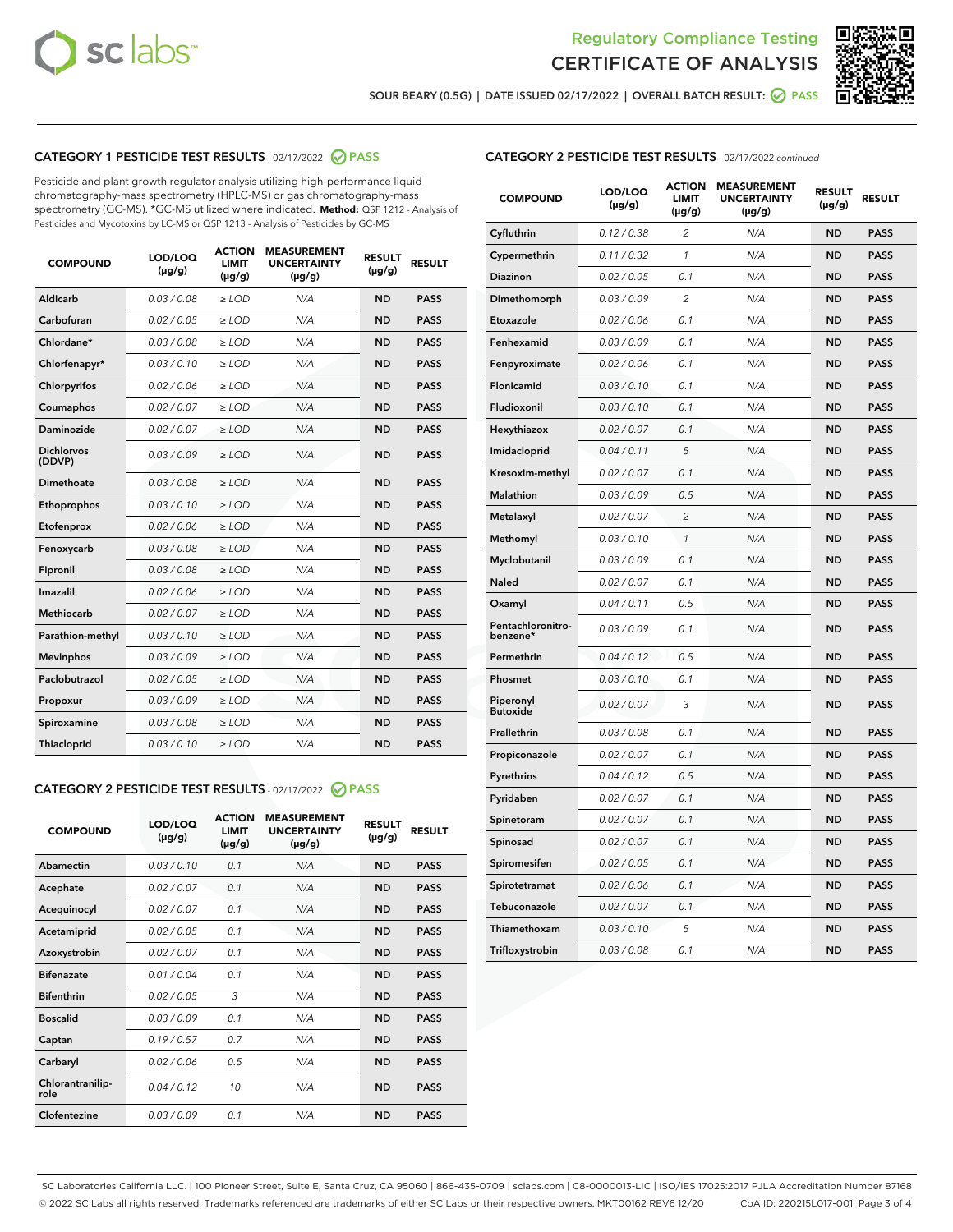Regulatory Compliance Testing
CERTIFICATE OF ANALYSIS

SOUR BEARY (0.5G) | DATE ISSUED 02/17/2022 | OVERALL BATCH RESULT: PASS

## CATEGORY 1 PESTICIDE TEST RESULTS - 02/17/2022 PASS

Pesticide and plant growth regulator analysis utilizing high-performance liquid chromatography-mass spectrometry (HPLC-MS) or gas chromatography-mass spectrometry (GC-MS). *GC-MS utilized where indicated. **Method:** QSP 1212 - Analysis of Pesticides and Mycotoxins by LC-MS or QSP 1213 - Analysis of Pesticides by GC-MS

| COMPOUND | LOD/LOQ (µg/g) | ACTION LIMIT (µg/g) | MEASUREMENT UNCERTAINTY (µg/g) | RESULT (µg/g) | RESULT |
|---|---|---|---|---|---|
| Aldicarb | 0.03 / 0.08 | ≥ LOD | N/A | ND | PASS |
| Carbofuran | 0.02 / 0.05 | ≥ LOD | N/A | ND | PASS |
| Chlordane* | 0.03 / 0.08 | ≥ LOD | N/A | ND | PASS |
| Chlorfenapyr* | 0.03 / 0.10 | ≥ LOD | N/A | ND | PASS |
| Chlorpyrifos | 0.02 / 0.06 | ≥ LOD | N/A | ND | PASS |
| Coumaphos | 0.02 / 0.07 | ≥ LOD | N/A | ND | PASS |
| Daminozide | 0.02 / 0.07 | ≥ LOD | N/A | ND | PASS |
| Dichlorvos (DDVP) | 0.03 / 0.09 | ≥ LOD | N/A | ND | PASS |
| Dimethoate | 0.03 / 0.08 | ≥ LOD | N/A | ND | PASS |
| Ethoprophos | 0.03 / 0.10 | ≥ LOD | N/A | ND | PASS |
| Etofenprox | 0.02 / 0.06 | ≥ LOD | N/A | ND | PASS |
| Fenoxycarb | 0.03 / 0.08 | ≥ LOD | N/A | ND | PASS |
| Fipronil | 0.03 / 0.08 | ≥ LOD | N/A | ND | PASS |
| Imazalil | 0.02 / 0.06 | ≥ LOD | N/A | ND | PASS |
| Methiocarb | 0.02 / 0.07 | ≥ LOD | N/A | ND | PASS |
| Parathion-methyl | 0.03 / 0.10 | ≥ LOD | N/A | ND | PASS |
| Mevinphos | 0.03 / 0.09 | ≥ LOD | N/A | ND | PASS |
| Paclobutrazol | 0.02 / 0.05 | ≥ LOD | N/A | ND | PASS |
| Propoxur | 0.03 / 0.09 | ≥ LOD | N/A | ND | PASS |
| Spiroxamine | 0.03 / 0.08 | ≥ LOD | N/A | ND | PASS |
| Thiacloprid | 0.03 / 0.10 | ≥ LOD | N/A | ND | PASS |

## CATEGORY 2 PESTICIDE TEST RESULTS - 02/17/2022 PASS

| COMPOUND | LOD/LOQ (µg/g) | ACTION LIMIT (µg/g) | MEASUREMENT UNCERTAINTY (µg/g) | RESULT (µg/g) | RESULT |
|---|---|---|---|---|---|
| Abamectin | 0.03 / 0.10 | 0.1 | N/A | ND | PASS |
| Acephate | 0.02 / 0.07 | 0.1 | N/A | ND | PASS |
| Acequinocyl | 0.02 / 0.07 | 0.1 | N/A | ND | PASS |
| Acetamiprid | 0.02 / 0.05 | 0.1 | N/A | ND | PASS |
| Azoxystrobin | 0.02 / 0.07 | 0.1 | N/A | ND | PASS |
| Bifenazate | 0.01 / 0.04 | 0.1 | N/A | ND | PASS |
| Bifenthrin | 0.02 / 0.05 | 3 | N/A | ND | PASS |
| Boscalid | 0.03 / 0.09 | 0.1 | N/A | ND | PASS |
| Captan | 0.19 / 0.57 | 0.7 | N/A | ND | PASS |
| Carbaryl | 0.02 / 0.06 | 0.5 | N/A | ND | PASS |
| Chlorantraniliprole | 0.04 / 0.12 | 10 | N/A | ND | PASS |
| Clofentezine | 0.03 / 0.09 | 0.1 | N/A | ND | PASS |
| Cyfluthrin | 0.12 / 0.38 | 2 | N/A | ND | PASS |
| Cypermethrin | 0.11 / 0.32 | 1 | N/A | ND | PASS |
| Diazinon | 0.02 / 0.05 | 0.1 | N/A | ND | PASS |
| Dimethomorph | 0.03 / 0.09 | 2 | N/A | ND | PASS |
| Etoxazole | 0.02 / 0.06 | 0.1 | N/A | ND | PASS |
| Fenhexamid | 0.03 / 0.09 | 0.1 | N/A | ND | PASS |
| Fenpyroximate | 0.02 / 0.06 | 0.1 | N/A | ND | PASS |
| Flonicamid | 0.03 / 0.10 | 0.1 | N/A | ND | PASS |
| Fludioxonil | 0.03 / 0.10 | 0.1 | N/A | ND | PASS |
| Hexythiazox | 0.02 / 0.07 | 0.1 | N/A | ND | PASS |
| Imidacloprid | 0.04 / 0.11 | 5 | N/A | ND | PASS |
| Kresoxim-methyl | 0.02 / 0.07 | 0.1 | N/A | ND | PASS |
| Malathion | 0.03 / 0.09 | 0.5 | N/A | ND | PASS |
| Metalaxyl | 0.02 / 0.07 | 2 | N/A | ND | PASS |
| Methomyl | 0.03 / 0.10 | 1 | N/A | ND | PASS |
| Myclobutanil | 0.03 / 0.09 | 0.1 | N/A | ND | PASS |
| Naled | 0.02 / 0.07 | 0.1 | N/A | ND | PASS |
| Oxamyl | 0.04 / 0.11 | 0.5 | N/A | ND | PASS |
| Pentachloronitrobenzene* | 0.03 / 0.09 | 0.1 | N/A | ND | PASS |
| Permethrin | 0.04 / 0.12 | 0.5 | N/A | ND | PASS |
| Phosmet | 0.03 / 0.10 | 0.1 | N/A | ND | PASS |
| Piperonyl Butoxide | 0.02 / 0.07 | 3 | N/A | ND | PASS |
| Prallethrin | 0.03 / 0.08 | 0.1 | N/A | ND | PASS |
| Propiconazole | 0.02 / 0.07 | 0.1 | N/A | ND | PASS |
| Pyrethrins | 0.04 / 0.12 | 0.5 | N/A | ND | PASS |
| Pyridaben | 0.02 / 0.07 | 0.1 | N/A | ND | PASS |
| Spinetoram | 0.02 / 0.07 | 0.1 | N/A | ND | PASS |
| Spinosad | 0.02 / 0.07 | 0.1 | N/A | ND | PASS |
| Spiromesifen | 0.02 / 0.05 | 0.1 | N/A | ND | PASS |
| Spirotetramat | 0.02 / 0.06 | 0.1 | N/A | ND | PASS |
| Tebuconazole | 0.02 / 0.07 | 0.1 | N/A | ND | PASS |
| Thiamethoxam | 0.03 / 0.10 | 5 | N/A | ND | PASS |
| Trifloxystrobin | 0.03 / 0.08 | 0.1 | N/A | ND | PASS |

SC Laboratories California LLC. | 100 Pioneer Street, Suite E, Santa Cruz, CA 95060 | 866-435-0709 | sclabs.com | C8-0000013-LIC | ISO/IES 17025:2017 PJLA Accreditation Number 87168
© 2022 SC Labs all rights reserved. Trademarks referenced are trademarks of either SC Labs or their respective owners. MKT00162 REV6 12/20 CoA ID: 220215L017-001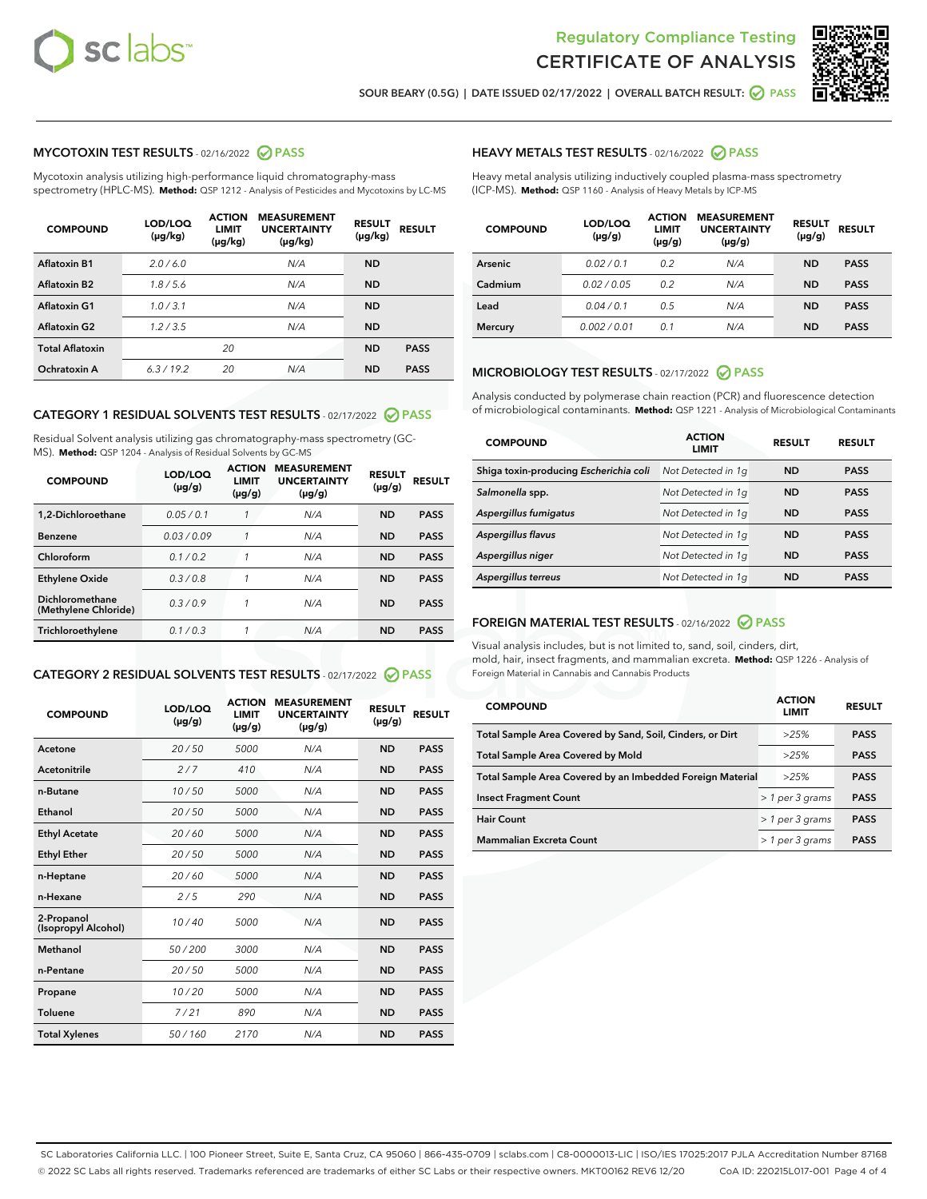Regulatory Compliance Testing
# CERTIFICATE OF ANALYSIS

SOUR BEARY (0.5G) | DATE ISSUED 02/17/2022 | OVERALL BATCH RESULT: PASS

## MYCOTOXIN TEST RESULTS - 02/16/2022 PASS

Mycotoxin analysis utilizing high-performance liquid chromatography-mass spectrometry (HPLC-MS). **Method:** QSP 1212 - Analysis of Pesticides and Mycotoxins by LC-MS

| COMPOUND | LOD/LOQ (µg/kg) | ACTION LIMIT (µg/kg) | MEASUREMENT UNCERTAINTY (µg/kg) | RESULT (µg/kg) | RESULT |
|---|---|---|---|---|---|
| Aflatoxin B1 | 2.0 / 6.0 | | N/A | ND | |
| Aflatoxin B2 | 1.8 / 5.6 | | N/A | ND | |
| Aflatoxin G1 | 1.0 / 3.1 | | N/A | ND | |
| Aflatoxin G2 | 1.2 / 3.5 | | N/A | ND | |
| Total Aflatoxin | | 20 | | ND | PASS |
| Ochratoxin A | 6.3 / 19.2 | 20 | N/A | ND | PASS |

## CATEGORY 1 RESIDUAL SOLVENTS TEST RESULTS - 02/17/2022 PASS

Residual Solvent analysis utilizing gas chromatography-mass spectrometry (GC-MS). **Method:** QSP 1204 - Analysis of Residual Solvents by GC-MS

| COMPOUND | LOD/LOQ (µg/g) | ACTION LIMIT (µg/g) | MEASUREMENT UNCERTAINTY (µg/g) | RESULT (µg/g) | RESULT |
|---|---|---|---|---|---|
| 1,2-Dichloroethane | 0.05 / 0.1 | 1 | N/A | ND | PASS |
| Benzene | 0.03 / 0.09 | 1 | N/A | ND | PASS |
| Chloroform | 0.1 / 0.2 | 1 | N/A | ND | PASS |
| Ethylene Oxide | 0.3 / 0.8 | 1 | N/A | ND | PASS |
| Dichloromethane (Methylene Chloride) | 0.3 / 0.9 | 1 | N/A | ND | PASS |
| Trichloroethylene | 0.1 / 0.3 | 1 | N/A | ND | PASS |

## CATEGORY 2 RESIDUAL SOLVENTS TEST RESULTS - 02/17/2022 PASS

| COMPOUND | LOD/LOQ (µg/g) | ACTION LIMIT (µg/g) | MEASUREMENT UNCERTAINTY (µg/g) | RESULT (µg/g) | RESULT |
|---|---|---|---|---|---|
| Acetone | 20 / 50 | 5000 | N/A | ND | PASS |
| Acetonitrile | 2 / 7 | 410 | N/A | ND | PASS |
| n-Butane | 10 / 50 | 5000 | N/A | ND | PASS |
| Ethanol | 20 / 50 | 5000 | N/A | ND | PASS |
| Ethyl Acetate | 20 / 60 | 5000 | N/A | ND | PASS |
| Ethyl Ether | 20 / 50 | 5000 | N/A | ND | PASS |
| n-Heptane | 20 / 60 | 5000 | N/A | ND | PASS |
| n-Hexane | 2 / 5 | 290 | N/A | ND | PASS |
| 2-Propanol (Isopropyl Alcohol) | 10 / 40 | 5000 | N/A | ND | PASS |
| Methanol | 50 / 200 | 3000 | N/A | ND | PASS |
| n-Pentane | 20 / 50 | 5000 | N/A | ND | PASS |
| Propane | 10 / 20 | 5000 | N/A | ND | PASS |
| Toluene | 7 / 21 | 890 | N/A | ND | PASS |
| Total Xylenes | 50 / 160 | 2170 | N/A | ND | PASS |

## HEAVY METALS TEST RESULTS - 02/16/2022 PASS

Heavy metal analysis utilizing inductively coupled plasma-mass spectrometry (ICP-MS). **Method:** QSP 1160 - Analysis of Heavy Metals by ICP-MS

| COMPOUND | LOD/LOQ (µg/g) | ACTION LIMIT (µg/g) | MEASUREMENT UNCERTAINTY (µg/g) | RESULT (µg/g) | RESULT |
|---|---|---|---|---|---|
| Arsenic | 0.02 / 0.1 | 0.2 | N/A | ND | PASS |
| Cadmium | 0.02 / 0.05 | 0.2 | N/A | ND | PASS |
| Lead | 0.04 / 0.1 | 0.5 | N/A | ND | PASS |
| Mercury | 0.002 / 0.01 | 0.1 | N/A | ND | PASS |

## MICROBIOLOGY TEST RESULTS - 02/17/2022 PASS

Analysis conducted by polymerase chain reaction (PCR) and fluorescence detection of microbiological contaminants. **Method:** QSP 1221 - Analysis of Microbiological Contaminants

| COMPOUND | ACTION LIMIT | RESULT | RESULT |
|---|---|---|---|
| Shiga toxin-producing *Escherichia coli* | Not Detected in 1g | ND | PASS |
| *Salmonella* spp. | Not Detected in 1g | ND | PASS |
| *Aspergillus fumigatus* | Not Detected in 1g | ND | PASS |
| *Aspergillus flavus* | Not Detected in 1g | ND | PASS |
| *Aspergillus niger* | Not Detected in 1g | ND | PASS |
| *Aspergillus terreus* | Not Detected in 1g | ND | PASS |

## FOREIGN MATERIAL TEST RESULTS - 02/16/2022 PASS

Visual analysis includes, but is not limited to, sand, soil, cinders, dirt, mold, hair, insect fragments, and mammalian excreta. **Method:** QSP 1226 - Analysis of Foreign Material in Cannabis and Cannabis Products

| COMPOUND | ACTION LIMIT | RESULT |
|---|---|---|
| Total Sample Area Covered by Sand, Soil, Cinders, or Dirt | >25% | PASS |
| Total Sample Area Covered by Mold | >25% | PASS |
| Total Sample Area Covered by an Imbedded Foreign Material | >25% | PASS |
| Insect Fragment Count | > 1 per 3 grams | PASS |
| Hair Count | > 1 per 3 grams | PASS |
| Mammalian Excreta Count | > 1 per 3 grams | PASS |

SC Laboratories California LLC. | 100 Pioneer Street, Suite E, Santa Cruz, CA 95060 | 866-435-0709 | sclabs.com | C8-0000013-LIC | ISO/IES 17025:2017 PJLA Accreditation Number 87168
© 2022 SC Labs all rights reserved. Trademarks referenced are trademarks of either SC Labs or their respective owners. MKT00162 REV6 12/20 CoA ID: 220215L017-001